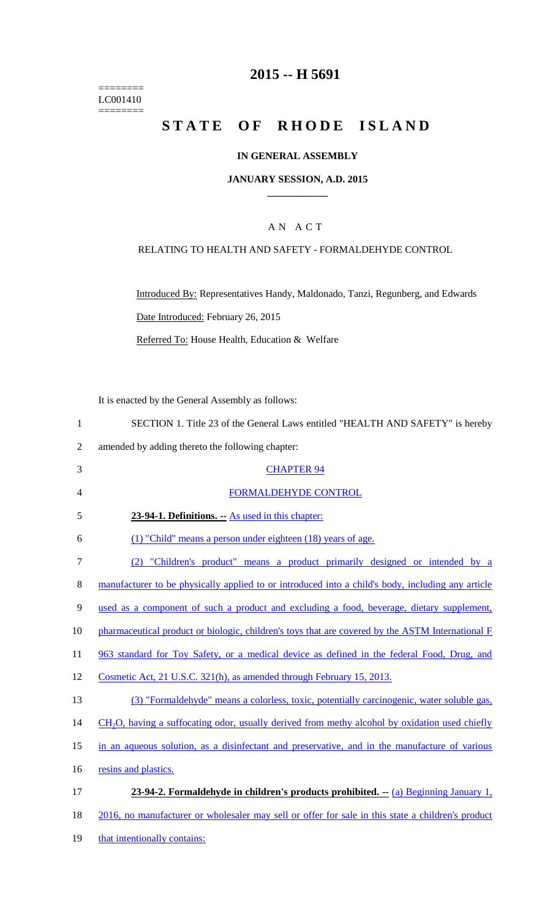========
LC001410
========

# 2015 -- H 5691

# STATE OF RHODE ISLAND

## IN GENERAL ASSEMBLY

### JANUARY SESSION, A.D. 2015

---

A N A C T

RELATING TO HEALTH AND SAFETY - FORMALDEHYDE CONTROL

Introduced By: Representatives Handy, Maldonado, Tanzi, Regunberg, and Edwards

Date Introduced: February 26, 2015

Referred To: House Health, Education & Welfare

It is enacted by the General Assembly as follows:

1 SECTION 1. Title 23 of the General Laws entitled "HEALTH AND SAFETY" is hereby
2 amended by adding thereto the following chapter:

3 CHAPTER 94

4 FORMALDEHYDE CONTROL

5 **23-94-1. Definitions. --** As used in this chapter:

6 (1) "Child" means a person under eighteen (18) years of age.

7 (2) "Children's product" means a product primarily designed or intended by a
8 manufacturer to be physically applied to or introduced into a child's body, including any article
9 used as a component of such a product and excluding a food, beverage, dietary supplement,
10 pharmaceutical product or biologic, children's toys that are covered by the ASTM International F
11 963 standard for Toy Safety, or a medical device as defined in the federal Food, Drug, and
12 Cosmetic Act, 21 U.S.C. 321(h), as amended through February 15, 2013.

13 (3) "Formaldehyde" means a colorless, toxic, potentially carcinogenic, water soluble gas,
14 $CH_2O$, having a suffocating odor, usually derived from methy alcohol by oxidation used chiefly
15 in an aqueous solution, as a disinfectant and preservative, and in the manufacture of various
16 resins and plastics.

17 **23-94-2. Formaldehyde in children's products prohibited. --** (a) Beginning January 1,
18 2016, no manufacturer or wholesaler may sell or offer for sale in this state a children's product
19 that intentionally contains: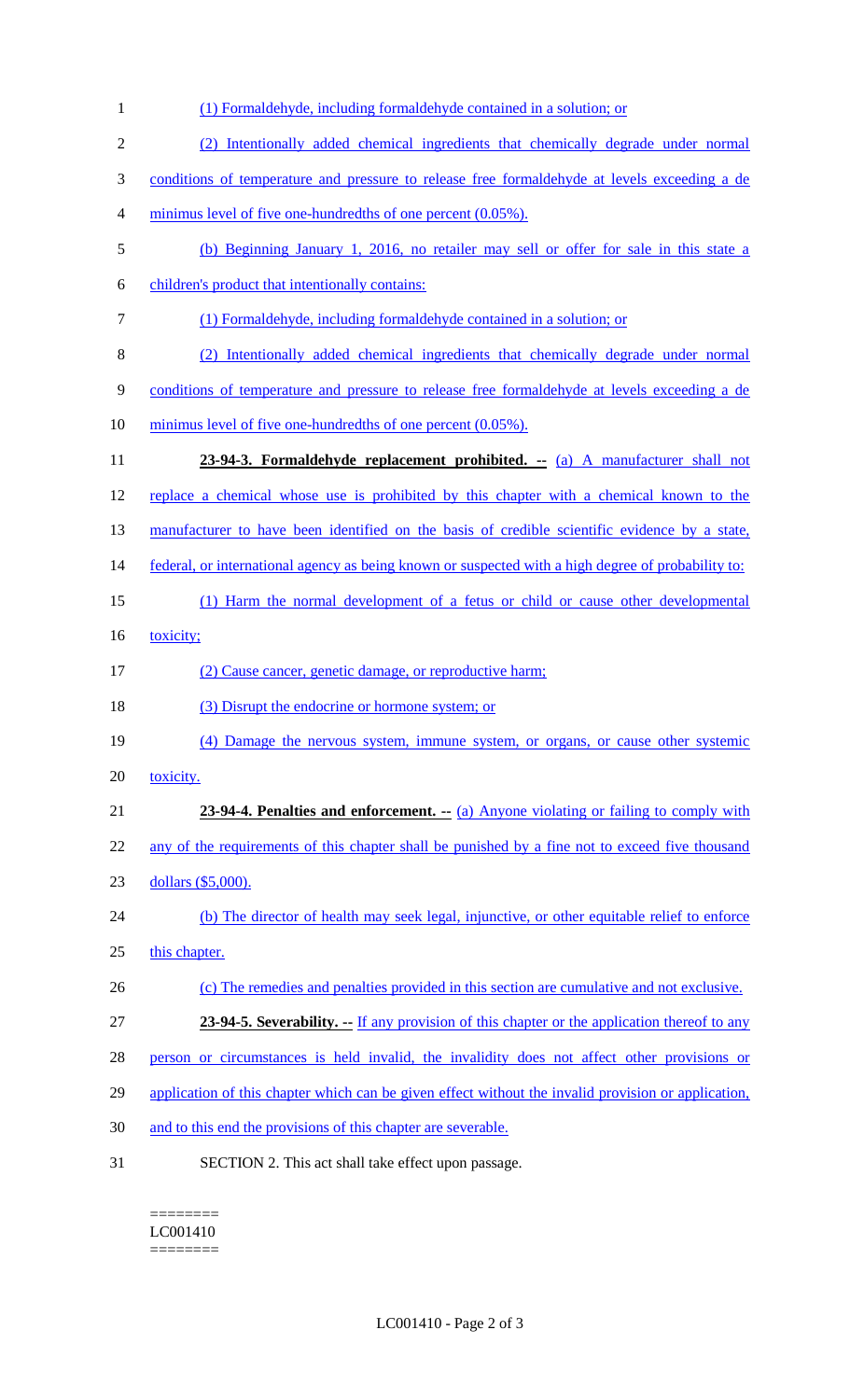(1) Formaldehyde, including formaldehyde contained in a solution; or

(2) Intentionally added chemical ingredients that chemically degrade under normal conditions of temperature and pressure to release free formaldehyde at levels exceeding a de minimus level of five one-hundredths of one percent (0.05%).

(b) Beginning January 1, 2016, no retailer may sell or offer for sale in this state a children's product that intentionally contains:

(1) Formaldehyde, including formaldehyde contained in a solution; or

(2) Intentionally added chemical ingredients that chemically degrade under normal conditions of temperature and pressure to release free formaldehyde at levels exceeding a de minimus level of five one-hundredths of one percent (0.05%).

**23-94-3. Formaldehyde replacement prohibited. --** (a) A manufacturer shall not replace a chemical whose use is prohibited by this chapter with a chemical known to the manufacturer to have been identified on the basis of credible scientific evidence by a state, federal, or international agency as being known or suspected with a high degree of probability to:

(1) Harm the normal development of a fetus or child or cause other developmental toxicity;

(2) Cause cancer, genetic damage, or reproductive harm;

(3) Disrupt the endocrine or hormone system; or

(4) Damage the nervous system, immune system, or organs, or cause other systemic toxicity.

**23-94-4. Penalties and enforcement. --** (a) Anyone violating or failing to comply with any of the requirements of this chapter shall be punished by a fine not to exceed five thousand dollars ($5,000).

(b) The director of health may seek legal, injunctive, or other equitable relief to enforce this chapter.

(c) The remedies and penalties provided in this section are cumulative and not exclusive.

**23-94-5. Severability. --** If any provision of this chapter or the application thereof to any person or circumstances is held invalid, the invalidity does not affect other provisions or application of this chapter which can be given effect without the invalid provision or application, and to this end the provisions of this chapter are severable.

SECTION 2. This act shall take effect upon passage.

========
LC001410
========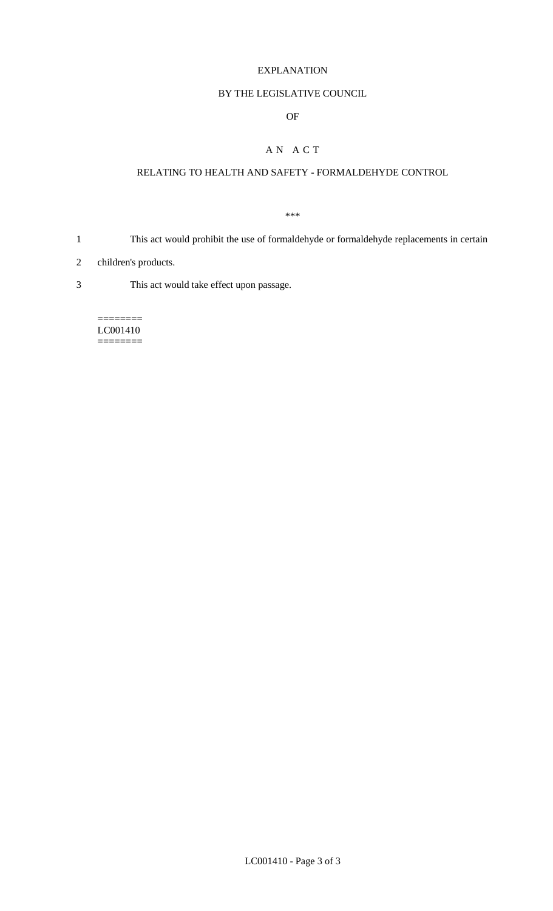EXPLANATION

BY THE LEGISLATIVE COUNCIL

OF

# A N  A C T

## RELATING TO HEALTH AND SAFETY - FORMALDEHYDE CONTROL

\*\*\*

1 This act would prohibit the use of formaldehyde or formaldehyde replacements in certain
2 children's products.
3 This act would take effect upon passage.

========
LC001410
========